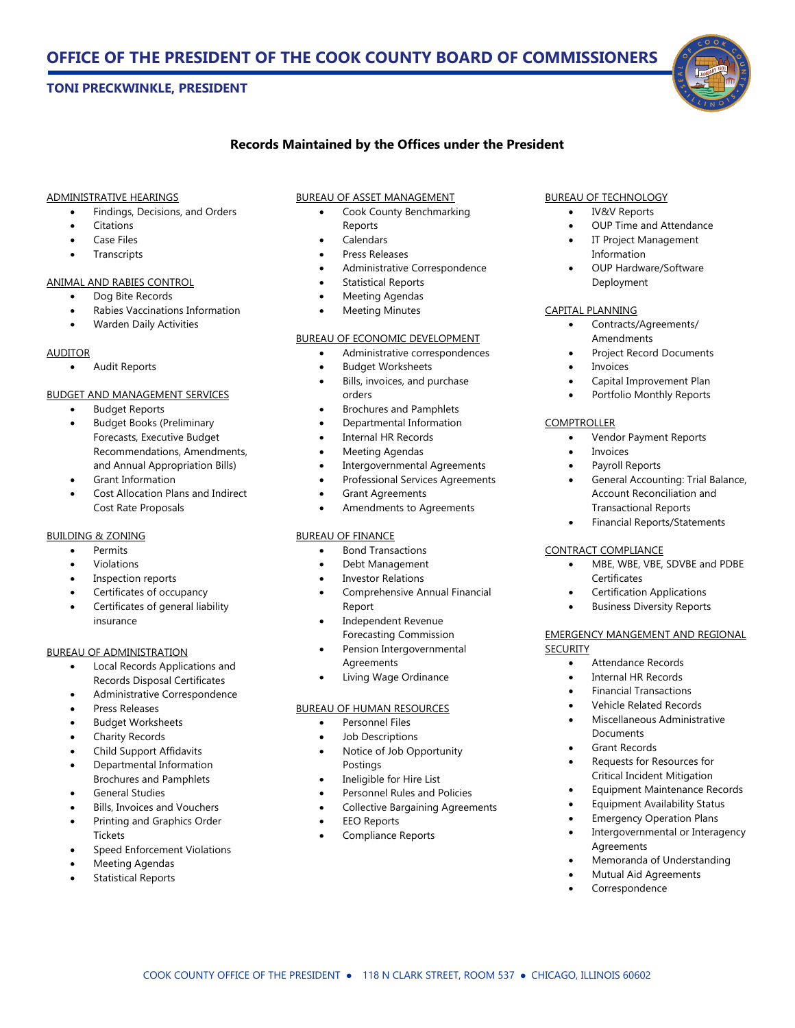# OFFICE OF THE PRESIDENT OF THE COOK COUNTY BOARD OF COMMISSIONERS

## TONI PRECKWINKLE, PRESIDENT

### Records Maintained by the Offices under the President

ADMINISTRATIVE HEARINGS
- Findings, Decisions, and Orders
- Citations
- Case Files
- Transcripts

ANIMAL AND RABIES CONTROL
- Dog Bite Records
- Rabies Vaccinations Information
- Warden Daily Activities

AUDITOR
- Audit Reports

BUDGET AND MANAGEMENT SERVICES
- Budget Reports
- Budget Books (Preliminary Forecasts, Executive Budget Recommendations, Amendments, and Annual Appropriation Bills)
- Grant Information
- Cost Allocation Plans and Indirect Cost Rate Proposals

BUILDING & ZONING
- Permits
- Violations
- Inspection reports
- Certificates of occupancy
- Certificates of general liability insurance

BUREAU OF ADMINISTRATION
- Local Records Applications and Records Disposal Certificates
- Administrative Correspondence
- Press Releases
- Budget Worksheets
- Charity Records
- Child Support Affidavits
- Departmental Information Brochures and Pamphlets
- General Studies
- Bills, Invoices and Vouchers
- Printing and Graphics Order Tickets
- Speed Enforcement Violations
- Meeting Agendas
- Statistical Reports

BUREAU OF ASSET MANAGEMENT
- Cook County Benchmarking Reports
- Calendars
- Press Releases
- Administrative Correspondence
- Statistical Reports
- Meeting Agendas
- Meeting Minutes

BUREAU OF ECONOMIC DEVELOPMENT
- Administrative correspondences
- Budget Worksheets
- Bills, invoices, and purchase orders
- Brochures and Pamphlets
- Departmental Information
- Internal HR Records
- Meeting Agendas
- Intergovernmental Agreements
- Professional Services Agreements
- Grant Agreements
- Amendments to Agreements

BUREAU OF FINANCE
- Bond Transactions
- Debt Management
- Investor Relations
- Comprehensive Annual Financial Report
- Independent Revenue Forecasting Commission
- Pension Intergovernmental Agreements
- Living Wage Ordinance

BUREAU OF HUMAN RESOURCES
- Personnel Files
- Job Descriptions
- Notice of Job Opportunity Postings
- Ineligible for Hire List
- Personnel Rules and Policies
- Collective Bargaining Agreements
- EEO Reports
- Compliance Reports

BUREAU OF TECHNOLOGY
- IV&V Reports
- OUP Time and Attendance
- IT Project Management Information
- OUP Hardware/Software Deployment

CAPITAL PLANNING
- Contracts/Agreements/ Amendments
- Project Record Documents
- Invoices
- Capital Improvement Plan
- Portfolio Monthly Reports

COMPTROLLER
- Vendor Payment Reports
- Invoices
- Payroll Reports
- General Accounting: Trial Balance, Account Reconciliation and Transactional Reports
- Financial Reports/Statements

CONTRACT COMPLIANCE
- MBE, WBE, VBE, SDVBE and PDBE Certificates
- Certification Applications
- Business Diversity Reports

EMERGENCY MANGEMENT AND REGIONAL SECURITY
- Attendance Records
- Internal HR Records
- Financial Transactions
- Vehicle Related Records
- Miscellaneous Administrative Documents
- Grant Records
- Requests for Resources for Critical Incident Mitigation
- Equipment Maintenance Records
- Equipment Availability Status
- Emergency Operation Plans
- Intergovernmental or Interagency Agreements
- Memoranda of Understanding
- Mutual Aid Agreements
- Correspondence

COOK COUNTY OFFICE OF THE PRESIDENT ● 118 N CLARK STREET, ROOM 537 ● CHICAGO, ILLINOIS 60602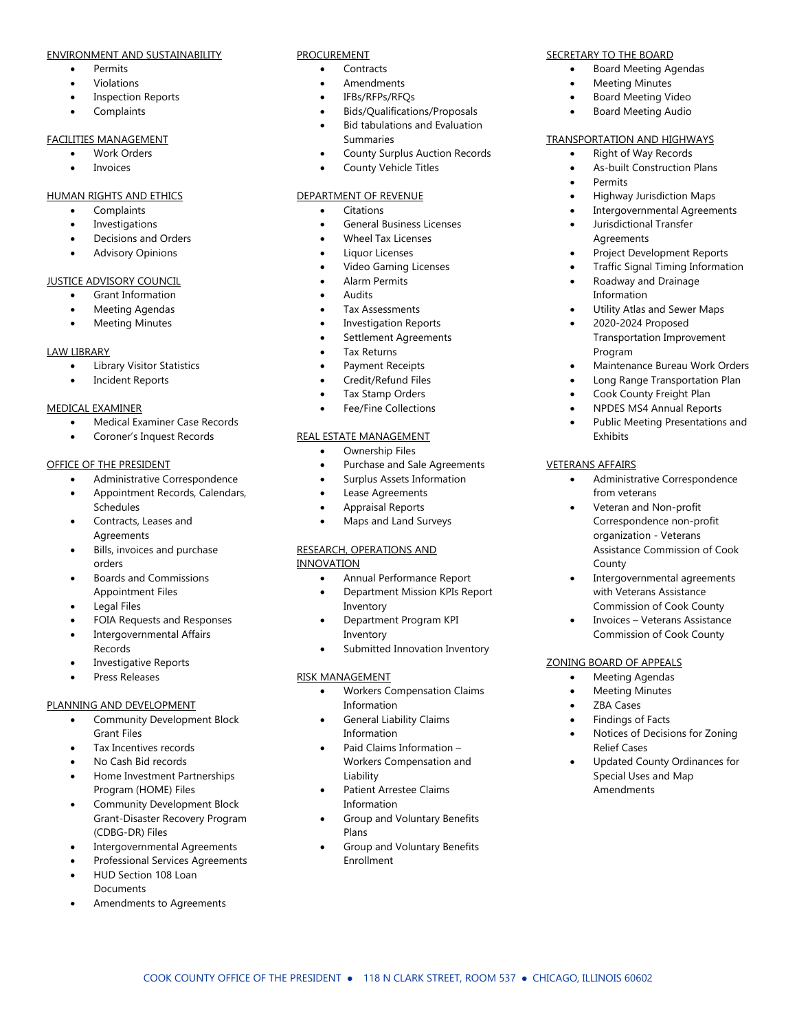ENVIRONMENT AND SUSTAINABILITY

- Permits
- Violations
- Inspection Reports
- Complaints

FACILITIES MANAGEMENT

- Work Orders
- Invoices

HUMAN RIGHTS AND ETHICS

- Complaints
- Investigations
- Decisions and Orders
- Advisory Opinions

JUSTICE ADVISORY COUNCIL

- Grant Information
- Meeting Agendas
- Meeting Minutes

LAW LIBRARY

- Library Visitor Statistics
- Incident Reports

MEDICAL EXAMINER

- Medical Examiner Case Records
- Coroner's Inquest Records

OFFICE OF THE PRESIDENT

- Administrative Correspondence
- Appointment Records, Calendars, Schedules
- Contracts, Leases and Agreements
- Bills, invoices and purchase orders
- Boards and Commissions Appointment Files
- Legal Files
- FOIA Requests and Responses
- Intergovernmental Affairs Records
- Investigative Reports
- Press Releases

PLANNING AND DEVELOPMENT

- Community Development Block Grant Files
- Tax Incentives records
- No Cash Bid records
- Home Investment Partnerships Program (HOME) Files
- Community Development Block Grant-Disaster Recovery Program (CDBG-DR) Files
- Intergovernmental Agreements
- Professional Services Agreements
- HUD Section 108 Loan Documents
- Amendments to Agreements

PROCUREMENT

- Contracts
- Amendments
- IFBs/RFPs/RFQs
- Bids/Qualifications/Proposals
- Bid tabulations and Evaluation Summaries
- County Surplus Auction Records
- County Vehicle Titles

DEPARTMENT OF REVENUE

- Citations
- General Business Licenses
- Wheel Tax Licenses
- Liquor Licenses
- Video Gaming Licenses
- Alarm Permits
- Audits
- Tax Assessments
- Investigation Reports
- Settlement Agreements
- Tax Returns
- Payment Receipts
- Credit/Refund Files
- Tax Stamp Orders
- Fee/Fine Collections

REAL ESTATE MANAGEMENT

- Ownership Files
- Purchase and Sale Agreements
- Surplus Assets Information
- Lease Agreements
- Appraisal Reports
- Maps and Land Surveys

RESEARCH, OPERATIONS AND INNOVATION

- Annual Performance Report
- Department Mission KPIs Report Inventory
- Department Program KPI Inventory
- Submitted Innovation Inventory

RISK MANAGEMENT

- Workers Compensation Claims Information
- General Liability Claims Information
- Paid Claims Information – Workers Compensation and Liability
- Patient Arrestee Claims Information
- Group and Voluntary Benefits Plans
- Group and Voluntary Benefits Enrollment

SECRETARY TO THE BOARD

- Board Meeting Agendas
- Meeting Minutes
- Board Meeting Video
- Board Meeting Audio

TRANSPORTATION AND HIGHWAYS

- Right of Way Records
- As-built Construction Plans
- Permits
- Highway Jurisdiction Maps
- Intergovernmental Agreements
- Jurisdictional Transfer Agreements
- Project Development Reports
- Traffic Signal Timing Information
- Roadway and Drainage Information
- Utility Atlas and Sewer Maps
- 2020-2024 Proposed Transportation Improvement Program
- Maintenance Bureau Work Orders
- Long Range Transportation Plan
- Cook County Freight Plan
- NPDES MS4 Annual Reports
- Public Meeting Presentations and Exhibits

VETERANS AFFAIRS

- Administrative Correspondence from veterans
- Veteran and Non-profit Correspondence non-profit organization - Veterans Assistance Commission of Cook County
- Intergovernmental agreements with Veterans Assistance Commission of Cook County
- Invoices – Veterans Assistance Commission of Cook County

ZONING BOARD OF APPEALS

- Meeting Agendas
- Meeting Minutes
- ZBA Cases
- Findings of Facts
- Notices of Decisions for Zoning Relief Cases
- Updated County Ordinances for Special Uses and Map Amendments